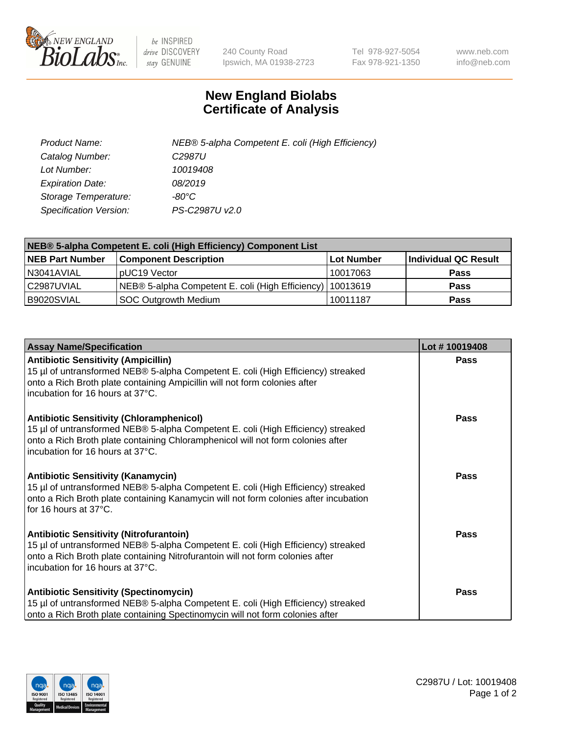240 County Road
Ipswich, MA 01938-2723

Tel 978-927-5054
Fax 978-921-1350

www.neb.com
info@neb.com

# New England Biolabs
# Certificate of Analysis

| | |
|---|---|
| *Product Name:* | *NEB® 5-alpha Competent E. coli (High Efficiency)* |
| *Catalog Number:* | *C2987U* |
| *Lot Number:* | *10019408* |
| *Expiration Date:* | *08/2019* |
| *Storage Temperature:* | *-80°C* |
| *Specification Version:* | *PS-C2987U v2.0* |

| **NEB® 5-alpha Competent E. coli (High Efficiency) Component List** | | | |
|---|---|---|---|
| **NEB Part Number** | **Component Description** | **Lot Number** | **Individual QC Result** |
| N3041AVIAL | pUC19 Vector | 10017063 | **Pass** |
| C2987UVIAL | NEB® 5-alpha Competent E. coli (High Efficiency) | 10013619 | **Pass** |
| B9020SVIAL | SOC Outgrowth Medium | 10011187 | **Pass** |

| Assay Name/Specification | Lot # 10019408 |
|---|---|
| **Antibiotic Sensitivity (Ampicillin)**<br>15 µl of untransformed NEB® 5-alpha Competent E. coli (High Efficiency) streaked onto a Rich Broth plate containing Ampicillin will not form colonies after incubation for 16 hours at 37°C. | **Pass** |
| **Antibiotic Sensitivity (Chloramphenicol)**<br>15 µl of untransformed NEB® 5-alpha Competent E. coli (High Efficiency) streaked onto a Rich Broth plate containing Chloramphenicol will not form colonies after incubation for 16 hours at 37°C. | **Pass** |
| **Antibiotic Sensitivity (Kanamycin)**<br>15 µl of untransformed NEB® 5-alpha Competent E. coli (High Efficiency) streaked onto a Rich Broth plate containing Kanamycin will not form colonies after incubation for 16 hours at 37°C. | **Pass** |
| **Antibiotic Sensitivity (Nitrofurantoin)**<br>15 µl of untransformed NEB® 5-alpha Competent E. coli (High Efficiency) streaked onto a Rich Broth plate containing Nitrofurantoin will not form colonies after incubation for 16 hours at 37°C. | **Pass** |
| **Antibiotic Sensitivity (Spectinomycin)**<br>15 µl of untransformed NEB® 5-alpha Competent E. coli (High Efficiency) streaked onto a Rich Broth plate containing Spectinomycin will not form colonies after | **Pass** |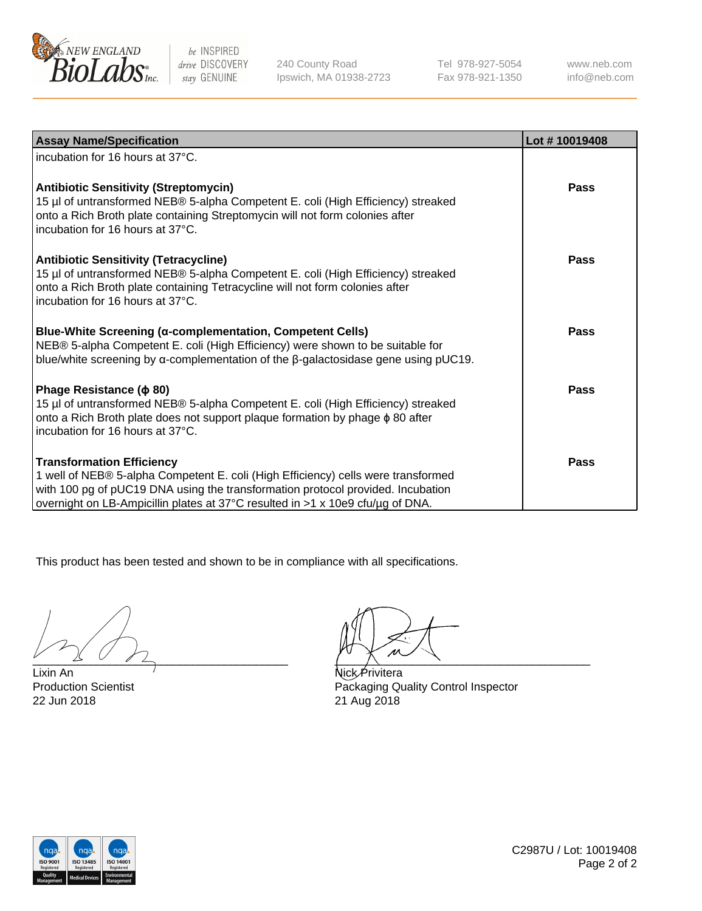| Assay Name/Specification | Lot # 10019408 |
| --- | --- |
| incubation for 16 hours at 37°C. | |
| **Antibiotic Sensitivity (Streptomycin)**<br>15 µl of untransformed NEB® 5-alpha Competent E. coli (High Efficiency) streaked onto a Rich Broth plate containing Streptomycin will not form colonies after incubation for 16 hours at 37°C. | **Pass** |
| **Antibiotic Sensitivity (Tetracycline)**<br>15 µl of untransformed NEB® 5-alpha Competent E. coli (High Efficiency) streaked onto a Rich Broth plate containing Tetracycline will not form colonies after incubation for 16 hours at 37°C. | **Pass** |
| **Blue-White Screening (α-complementation, Competent Cells)**<br>NEB® 5-alpha Competent E. coli (High Efficiency) were shown to be suitable for blue/white screening by α-complementation of the β-galactosidase gene using pUC19. | **Pass** |
| **Phage Resistance (ϕ 80)**<br>15 µl of untransformed NEB® 5-alpha Competent E. coli (High Efficiency) streaked onto a Rich Broth plate does not support plaque formation by phage ϕ 80 after incubation for 16 hours at 37°C. | **Pass** |
| **Transformation Efficiency**<br>1 well of NEB® 5-alpha Competent E. coli (High Efficiency) cells were transformed with 100 pg of pUC19 DNA using the transformation protocol provided. Incubation overnight on LB-Ampicillin plates at 37°C resulted in >1 x 10e9 cfu/µg of DNA. | **Pass** |

This product has been tested and shown to be in compliance with all specifications.

Lixin An
Production Scientist
22 Jun 2018

Nick Privitera
Packaging Quality Control Inspector
21 Aug 2018

C2987U / Lot: 10019408